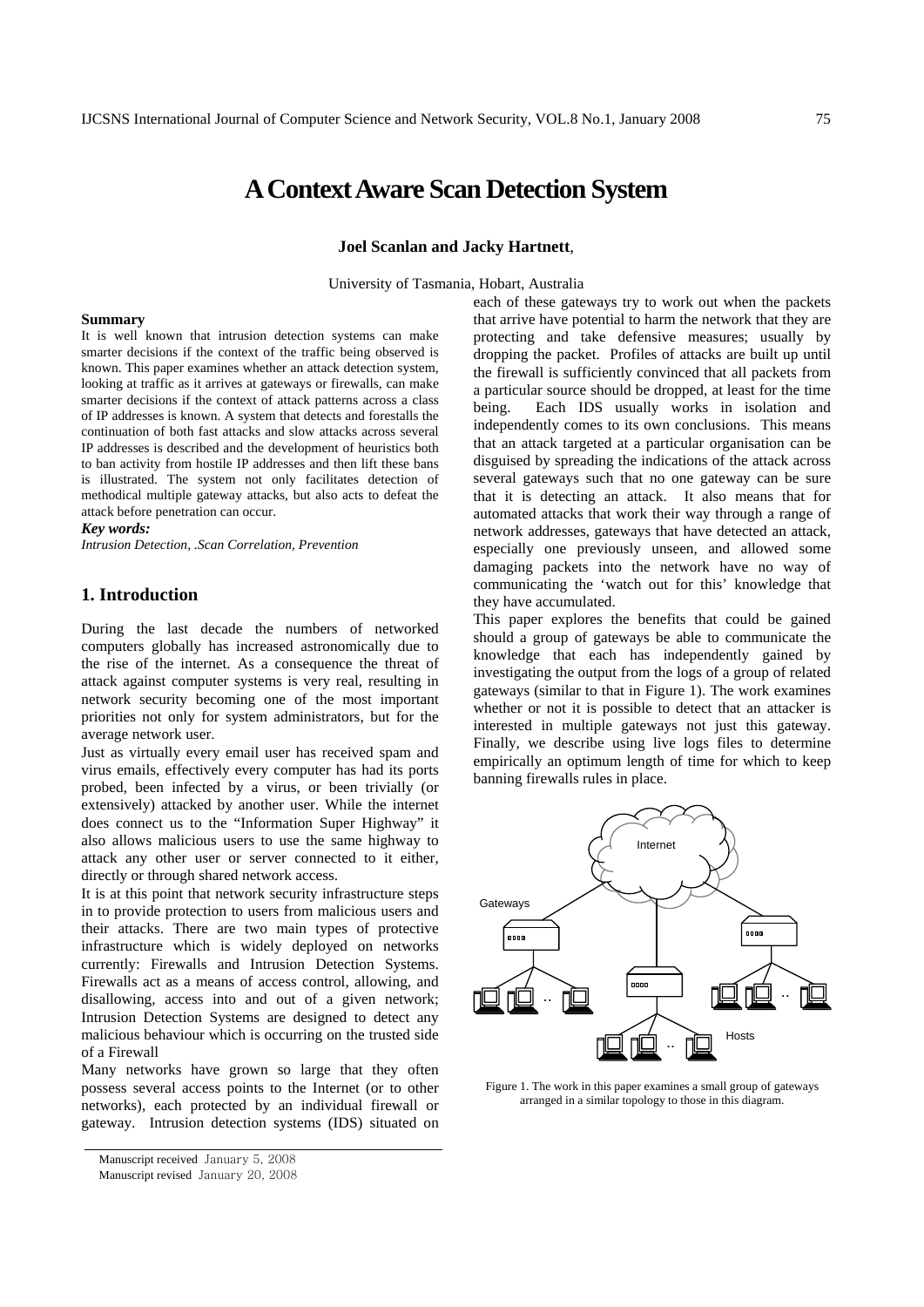# A Context Aware Scan Detection System

**Joel Scanlan and Jacky Hartnett**,

University of Tasmania, Hobart, Australia

**Summary**

It is well known that intrusion detection systems can make smarter decisions if the context of the traffic being observed is known. This paper examines whether an attack detection system, looking at traffic as it arrives at gateways or firewalls, can make smarter decisions if the context of attack patterns across a class of IP addresses is known. A system that detects and forestalls the continuation of both fast attacks and slow attacks across several IP addresses is described and the development of heuristics both to ban activity from hostile IP addresses and then lift these bans is illustrated. The system not only facilitates detection of methodical multiple gateway attacks, but also acts to defeat the attack before penetration can occur.

***Key words:***

*Intrusion Detection, .Scan Correlation, Prevention*

## 1. Introduction

During the last decade the numbers of networked computers globally has increased astronomically due to the rise of the internet. As a consequence the threat of attack against computer systems is very real, resulting in network security becoming one of the most important priorities not only for system administrators, but for the average network user.

Just as virtually every email user has received spam and virus emails, effectively every computer has had its ports probed, been infected by a virus, or been trivially (or extensively) attacked by another user. While the internet does connect us to the "Information Super Highway" it also allows malicious users to use the same highway to attack any other user or server connected to it either, directly or through shared network access.

It is at this point that network security infrastructure steps in to provide protection to users from malicious users and their attacks. There are two main types of protective infrastructure which is widely deployed on networks currently: Firewalls and Intrusion Detection Systems. Firewalls act as a means of access control, allowing, and disallowing, access into and out of a given network; Intrusion Detection Systems are designed to detect any malicious behaviour which is occurring on the trusted side of a Firewall

Many networks have grown so large that they often possess several access points to the Internet (or to other networks), each protected by an individual firewall or gateway. Intrusion detection systems (IDS) situated on each of these gateways try to work out when the packets that arrive have potential to harm the network that they are protecting and take defensive measures; usually by dropping the packet. Profiles of attacks are built up until the firewall is sufficiently convinced that all packets from a particular source should be dropped, at least for the time being. Each IDS usually works in isolation and independently comes to its own conclusions. This means that an attack targeted at a particular organisation can be disguised by spreading the indications of the attack across several gateways such that no one gateway can be sure that it is detecting an attack. It also means that for automated attacks that work their way through a range of network addresses, gateways that have detected an attack, especially one previously unseen, and allowed some damaging packets into the network have no way of communicating the 'watch out for this' knowledge that they have accumulated.

This paper explores the benefits that could be gained should a group of gateways be able to communicate the knowledge that each has independently gained by investigating the output from the logs of a group of related gateways (similar to that in Figure 1). The work examines whether or not it is possible to detect that an attacker is interested in multiple gateways not just this gateway. Finally, we describe using live logs files to determine empirically an optimum length of time for which to keep banning firewalls rules in place.

Figure 1. The work in this paper examines a small group of gateways arranged in a similar topology to those in this diagram.

Manuscript received January 5, 2008

Manuscript revised January 20, 2008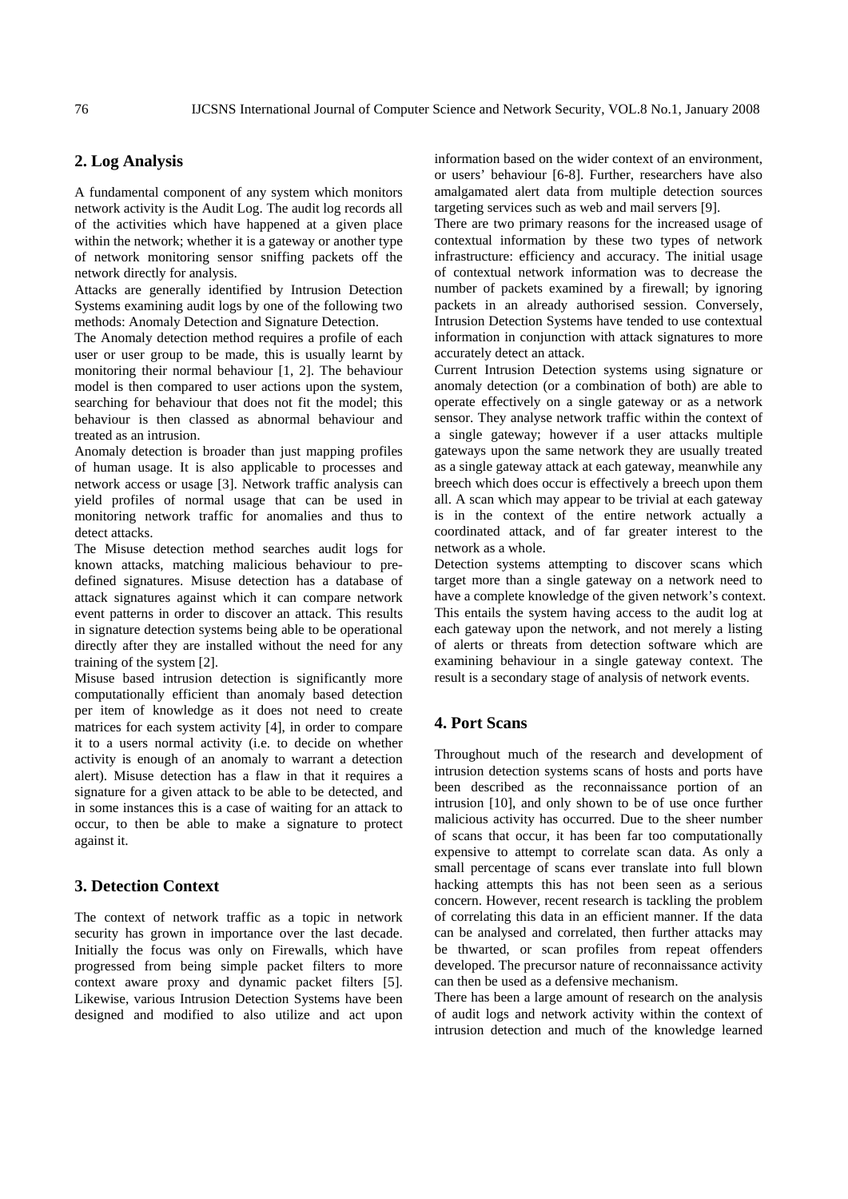## 2. Log Analysis

A fundamental component of any system which monitors network activity is the Audit Log. The audit log records all of the activities which have happened at a given place within the network; whether it is a gateway or another type of network monitoring sensor sniffing packets off the network directly for analysis.

Attacks are generally identified by Intrusion Detection Systems examining audit logs by one of the following two methods: Anomaly Detection and Signature Detection.

The Anomaly detection method requires a profile of each user or user group to be made, this is usually learnt by monitoring their normal behaviour [1, 2]. The behaviour model is then compared to user actions upon the system, searching for behaviour that does not fit the model; this behaviour is then classed as abnormal behaviour and treated as an intrusion.

Anomaly detection is broader than just mapping profiles of human usage. It is also applicable to processes and network access or usage [3]. Network traffic analysis can yield profiles of normal usage that can be used in monitoring network traffic for anomalies and thus to detect attacks.

The Misuse detection method searches audit logs for known attacks, matching malicious behaviour to pre-defined signatures. Misuse detection has a database of attack signatures against which it can compare network event patterns in order to discover an attack. This results in signature detection systems being able to be operational directly after they are installed without the need for any training of the system [2].

Misuse based intrusion detection is significantly more computationally efficient than anomaly based detection per item of knowledge as it does not need to create matrices for each system activity [4], in order to compare it to a users normal activity (i.e. to decide on whether activity is enough of an anomaly to warrant a detection alert). Misuse detection has a flaw in that it requires a signature for a given attack to be able to be detected, and in some instances this is a case of waiting for an attack to occur, to then be able to make a signature to protect against it.

## 3. Detection Context

The context of network traffic as a topic in network security has grown in importance over the last decade. Initially the focus was only on Firewalls, which have progressed from being simple packet filters to more context aware proxy and dynamic packet filters [5]. Likewise, various Intrusion Detection Systems have been designed and modified to also utilize and act upon information based on the wider context of an environment, or users' behaviour [6-8]. Further, researchers have also amalgamated alert data from multiple detection sources targeting services such as web and mail servers [9].

There are two primary reasons for the increased usage of contextual information by these two types of network infrastructure: efficiency and accuracy. The initial usage of contextual network information was to decrease the number of packets examined by a firewall; by ignoring packets in an already authorised session. Conversely, Intrusion Detection Systems have tended to use contextual information in conjunction with attack signatures to more accurately detect an attack.

Current Intrusion Detection systems using signature or anomaly detection (or a combination of both) are able to operate effectively on a single gateway or as a network sensor. They analyse network traffic within the context of a single gateway; however if a user attacks multiple gateways upon the same network they are usually treated as a single gateway attack at each gateway, meanwhile any breech which does occur is effectively a breech upon them all. A scan which may appear to be trivial at each gateway is in the context of the entire network actually a coordinated attack, and of far greater interest to the network as a whole.

Detection systems attempting to discover scans which target more than a single gateway on a network need to have a complete knowledge of the given network's context. This entails the system having access to the audit log at each gateway upon the network, and not merely a listing of alerts or threats from detection software which are examining behaviour in a single gateway context. The result is a secondary stage of analysis of network events.

## 4. Port Scans

Throughout much of the research and development of intrusion detection systems scans of hosts and ports have been described as the reconnaissance portion of an intrusion [10], and only shown to be of use once further malicious activity has occurred. Due to the sheer number of scans that occur, it has been far too computationally expensive to attempt to correlate scan data. As only a small percentage of scans ever translate into full blown hacking attempts this has not been seen as a serious concern. However, recent research is tackling the problem of correlating this data in an efficient manner. If the data can be analysed and correlated, then further attacks may be thwarted, or scan profiles from repeat offenders developed. The precursor nature of reconnaissance activity can then be used as a defensive mechanism.

There has been a large amount of research on the analysis of audit logs and network activity within the context of intrusion detection and much of the knowledge learned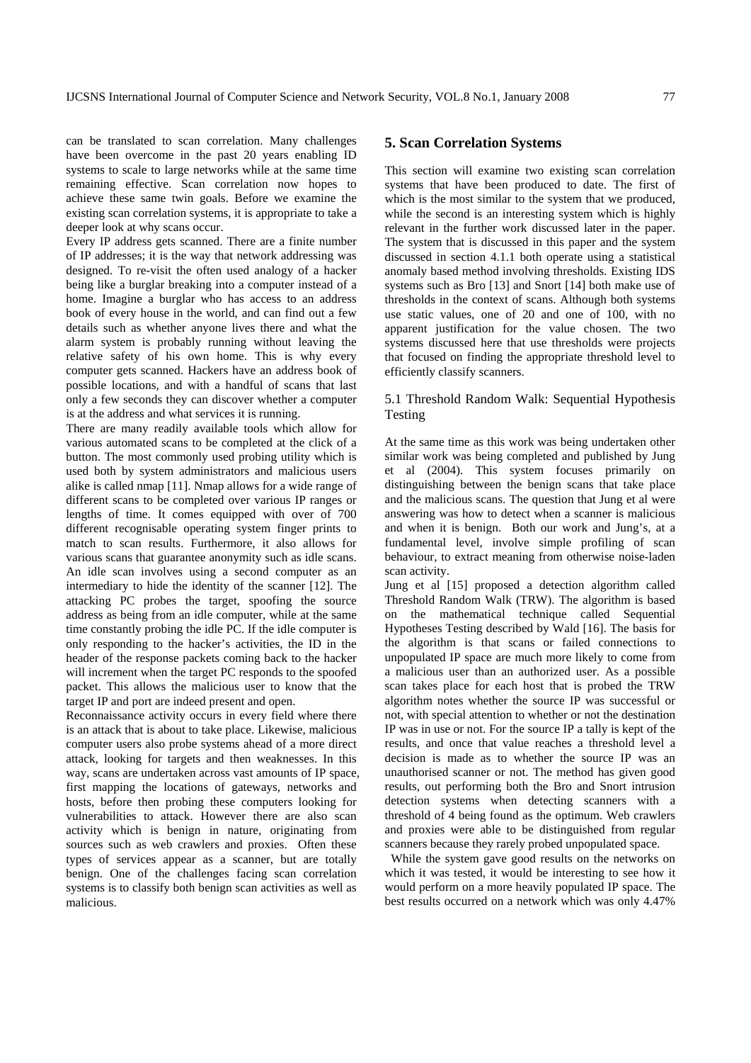can be translated to scan correlation. Many challenges have been overcome in the past 20 years enabling ID systems to scale to large networks while at the same time remaining effective. Scan correlation now hopes to achieve these same twin goals. Before we examine the existing scan correlation systems, it is appropriate to take a deeper look at why scans occur.

Every IP address gets scanned. There are a finite number of IP addresses; it is the way that network addressing was designed. To re-visit the often used analogy of a hacker being like a burglar breaking into a computer instead of a home. Imagine a burglar who has access to an address book of every house in the world, and can find out a few details such as whether anyone lives there and what the alarm system is probably running without leaving the relative safety of his own home. This is why every computer gets scanned. Hackers have an address book of possible locations, and with a handful of scans that last only a few seconds they can discover whether a computer is at the address and what services it is running.

There are many readily available tools which allow for various automated scans to be completed at the click of a button. The most commonly used probing utility which is used both by system administrators and malicious users alike is called nmap [11]. Nmap allows for a wide range of different scans to be completed over various IP ranges or lengths of time. It comes equipped with over of 700 different recognisable operating system finger prints to match to scan results. Furthermore, it also allows for various scans that guarantee anonymity such as idle scans. An idle scan involves using a second computer as an intermediary to hide the identity of the scanner [12]. The attacking PC probes the target, spoofing the source address as being from an idle computer, while at the same time constantly probing the idle PC. If the idle computer is only responding to the hacker's activities, the ID in the header of the response packets coming back to the hacker will increment when the target PC responds to the spoofed packet. This allows the malicious user to know that the target IP and port are indeed present and open.

Reconnaissance activity occurs in every field where there is an attack that is about to take place. Likewise, malicious computer users also probe systems ahead of a more direct attack, looking for targets and then weaknesses. In this way, scans are undertaken across vast amounts of IP space, first mapping the locations of gateways, networks and hosts, before then probing these computers looking for vulnerabilities to attack. However there are also scan activity which is benign in nature, originating from sources such as web crawlers and proxies. Often these types of services appear as a scanner, but are totally benign. One of the challenges facing scan correlation systems is to classify both benign scan activities as well as malicious.

## 5. Scan Correlation Systems

This section will examine two existing scan correlation systems that have been produced to date. The first of which is the most similar to the system that we produced, while the second is an interesting system which is highly relevant in the further work discussed later in the paper. The system that is discussed in this paper and the system discussed in section 4.1.1 both operate using a statistical anomaly based method involving thresholds. Existing IDS systems such as Bro [13] and Snort [14] both make use of thresholds in the context of scans. Although both systems use static values, one of 20 and one of 100, with no apparent justification for the value chosen. The two systems discussed here that use thresholds were projects that focused on finding the appropriate threshold level to efficiently classify scanners.

### 5.1 Threshold Random Walk: Sequential Hypothesis Testing

At the same time as this work was being undertaken other similar work was being completed and published by Jung et al (2004). This system focuses primarily on distinguishing between the benign scans that take place and the malicious scans. The question that Jung et al were answering was how to detect when a scanner is malicious and when it is benign. Both our work and Jung's, at a fundamental level, involve simple profiling of scan behaviour, to extract meaning from otherwise noise-laden scan activity.

Jung et al [15] proposed a detection algorithm called Threshold Random Walk (TRW). The algorithm is based on the mathematical technique called Sequential Hypotheses Testing described by Wald [16]. The basis for the algorithm is that scans or failed connections to unpopulated IP space are much more likely to come from a malicious user than an authorized user. As a possible scan takes place for each host that is probed the TRW algorithm notes whether the source IP was successful or not, with special attention to whether or not the destination IP was in use or not. For the source IP a tally is kept of the results, and once that value reaches a threshold level a decision is made as to whether the source IP was an unauthorised scanner or not. The method has given good results, out performing both the Bro and Snort intrusion detection systems when detecting scanners with a threshold of 4 being found as the optimum. Web crawlers and proxies were able to be distinguished from regular scanners because they rarely probed unpopulated space.

While the system gave good results on the networks on which it was tested, it would be interesting to see how it would perform on a more heavily populated IP space. The best results occurred on a network which was only 4.47%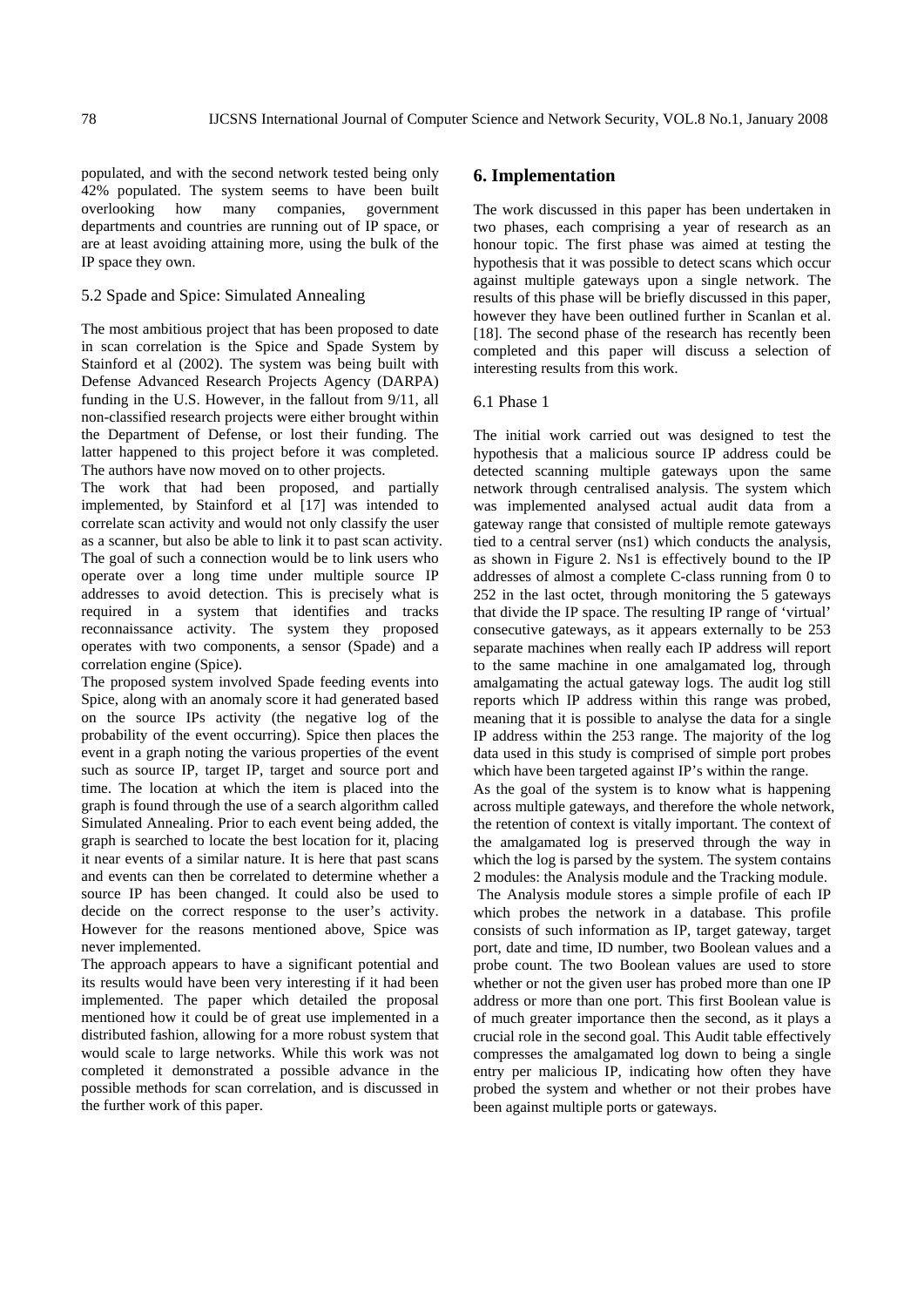populated, and with the second network tested being only 42% populated. The system seems to have been built overlooking how many companies, government departments and countries are running out of IP space, or are at least avoiding attaining more, using the bulk of the IP space they own.

### 5.2 Spade and Spice: Simulated Annealing

The most ambitious project that has been proposed to date in scan correlation is the Spice and Spade System by Stainford et al (2002). The system was being built with Defense Advanced Research Projects Agency (DARPA) funding in the U.S. However, in the fallout from 9/11, all non-classified research projects were either brought within the Department of Defense, or lost their funding. The latter happened to this project before it was completed. The authors have now moved on to other projects.

The work that had been proposed, and partially implemented, by Stainford et al [17] was intended to correlate scan activity and would not only classify the user as a scanner, but also be able to link it to past scan activity. The goal of such a connection would be to link users who operate over a long time under multiple source IP addresses to avoid detection. This is precisely what is required in a system that identifies and tracks reconnaissance activity. The system they proposed operates with two components, a sensor (Spade) and a correlation engine (Spice).

The proposed system involved Spade feeding events into Spice, along with an anomaly score it had generated based on the source IPs activity (the negative log of the probability of the event occurring). Spice then places the event in a graph noting the various properties of the event such as source IP, target IP, target and source port and time. The location at which the item is placed into the graph is found through the use of a search algorithm called Simulated Annealing. Prior to each event being added, the graph is searched to locate the best location for it, placing it near events of a similar nature. It is here that past scans and events can then be correlated to determine whether a source IP has been changed. It could also be used to decide on the correct response to the user's activity. However for the reasons mentioned above, Spice was never implemented.

The approach appears to have a significant potential and its results would have been very interesting if it had been implemented. The paper which detailed the proposal mentioned how it could be of great use implemented in a distributed fashion, allowing for a more robust system that would scale to large networks. While this work was not completed it demonstrated a possible advance in the possible methods for scan correlation, and is discussed in the further work of this paper.

## 6. Implementation

The work discussed in this paper has been undertaken in two phases, each comprising a year of research as an honour topic. The first phase was aimed at testing the hypothesis that it was possible to detect scans which occur against multiple gateways upon a single network. The results of this phase will be briefly discussed in this paper, however they have been outlined further in Scanlan et al. [18]. The second phase of the research has recently been completed and this paper will discuss a selection of interesting results from this work.

### 6.1 Phase 1

The initial work carried out was designed to test the hypothesis that a malicious source IP address could be detected scanning multiple gateways upon the same network through centralised analysis. The system which was implemented analysed actual audit data from a gateway range that consisted of multiple remote gateways tied to a central server (ns1) which conducts the analysis, as shown in Figure 2. Ns1 is effectively bound to the IP addresses of almost a complete C-class running from 0 to 252 in the last octet, through monitoring the 5 gateways that divide the IP space. The resulting IP range of 'virtual' consecutive gateways, as it appears externally to be 253 separate machines when really each IP address will report to the same machine in one amalgamated log, through amalgamating the actual gateway logs. The audit log still reports which IP address within this range was probed, meaning that it is possible to analyse the data for a single IP address within the 253 range. The majority of the log data used in this study is comprised of simple port probes which have been targeted against IP's within the range.

As the goal of the system is to know what is happening across multiple gateways, and therefore the whole network, the retention of context is vitally important. The context of the amalgamated log is preserved through the way in which the log is parsed by the system. The system contains 2 modules: the Analysis module and the Tracking module.

The Analysis module stores a simple profile of each IP which probes the network in a database. This profile consists of such information as IP, target gateway, target port, date and time, ID number, two Boolean values and a probe count. The two Boolean values are used to store whether or not the given user has probed more than one IP address or more than one port. This first Boolean value is of much greater importance then the second, as it plays a crucial role in the second goal. This Audit table effectively compresses the amalgamated log down to being a single entry per malicious IP, indicating how often they have probed the system and whether or not their probes have been against multiple ports or gateways.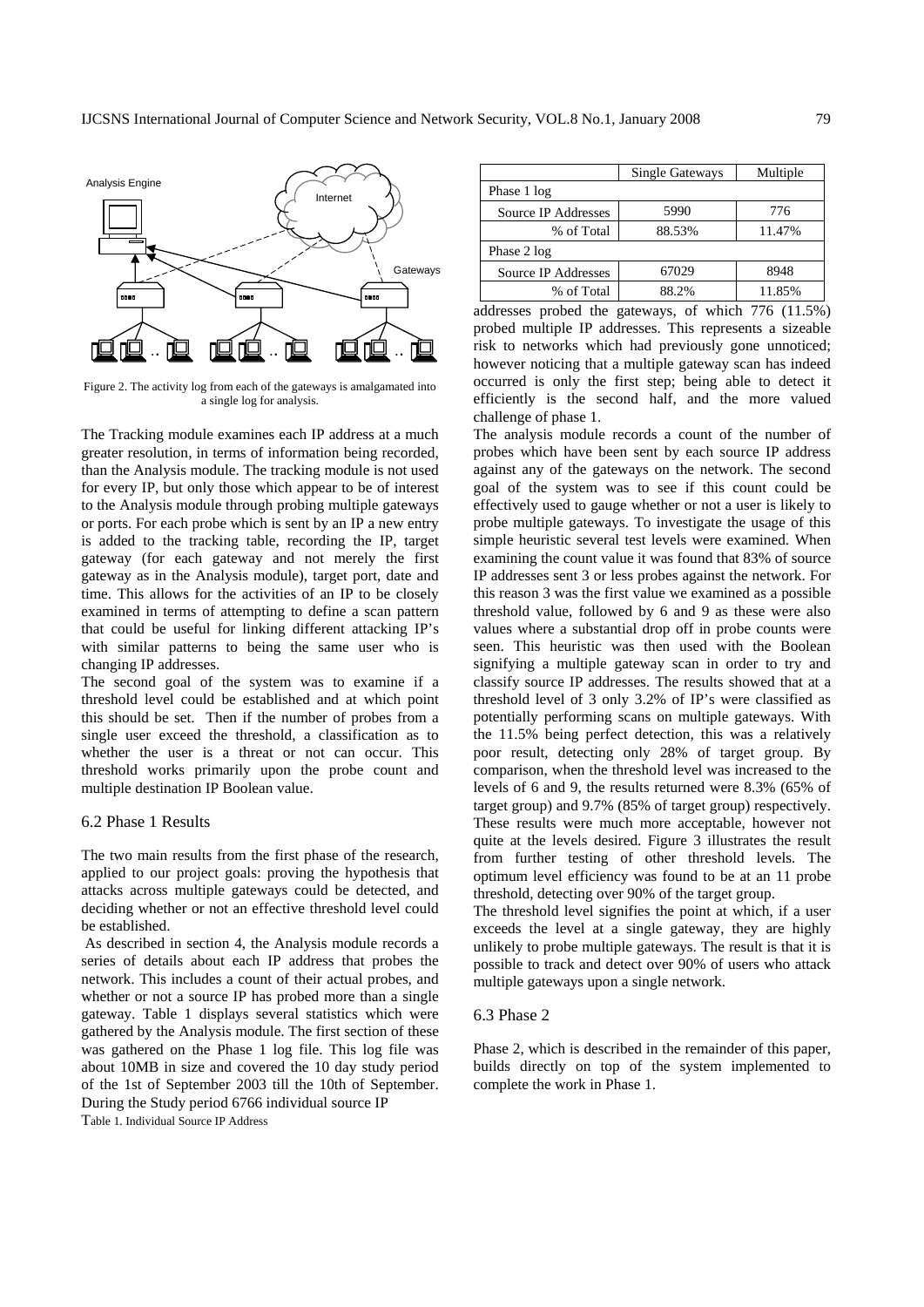Figure 2. The activity log from each of the gateways is amalgamated into a single log for analysis.

The Tracking module examines each IP address at a much greater resolution, in terms of information being recorded, than the Analysis module. The tracking module is not used for every IP, but only those which appear to be of interest to the Analysis module through probing multiple gateways or ports. For each probe which is sent by an IP a new entry is added to the tracking table, recording the IP, target gateway (for each gateway and not merely the first gateway as in the Analysis module), target port, date and time. This allows for the activities of an IP to be closely examined in terms of attempting to define a scan pattern that could be useful for linking different attacking IP's with similar patterns to being the same user who is changing IP addresses.

The second goal of the system was to examine if a threshold level could be established and at which point this should be set. Then if the number of probes from a single user exceed the threshold, a classification as to whether the user is a threat or not can occur. This threshold works primarily upon the probe count and multiple destination IP Boolean value.

### 6.2 Phase 1 Results

The two main results from the first phase of the research, applied to our project goals: proving the hypothesis that attacks across multiple gateways could be detected, and deciding whether or not an effective threshold level could be established.

As described in section 4, the Analysis module records a series of details about each IP address that probes the network. This includes a count of their actual probes, and whether or not a source IP has probed more than a single gateway. Table 1 displays several statistics which were gathered by the Analysis module. The first section of these was gathered on the Phase 1 log file. This log file was about 10MB in size and covered the 10 day study period of the 1st of September 2003 till the 10th of September. During the Study period 6766 individual source IP addresses probed the gateways, of which 776 (11.5%) probed multiple IP addresses. This represents a sizeable risk to networks which had previously gone unnoticed; however noticing that a multiple gateway scan has indeed occurred is only the first step; being able to detect it efficiently is the second half, and the more valued challenge of phase 1.

Table 1. Individual Source IP Address

| | Single Gateways | Multiple |
|---|---|---|
| Phase 1 log | | |
| Source IP Addresses | 5990 | 776 |
| % of Total | 88.53% | 11.47% |
| Phase 2 log | | |
| Source IP Addresses | 67029 | 8948 |
| % of Total | 88.2% | 11.85% |

The analysis module records a count of the number of probes which have been sent by each source IP address against any of the gateways on the network. The second goal of the system was to see if this count could be effectively used to gauge whether or not a user is likely to probe multiple gateways. To investigate the usage of this simple heuristic several test levels were examined. When examining the count value it was found that 83% of source IP addresses sent 3 or less probes against the network. For this reason 3 was the first value we examined as a possible threshold value, followed by 6 and 9 as these were also values where a substantial drop off in probe counts were seen. This heuristic was then used with the Boolean signifying a multiple gateway scan in order to try and classify source IP addresses. The results showed that at a threshold level of 3 only 3.2% of IP's were classified as potentially performing scans on multiple gateways. With the 11.5% being perfect detection, this was a relatively poor result, detecting only 28% of target group. By comparison, when the threshold level was increased to the levels of 6 and 9, the results returned were 8.3% (65% of target group) and 9.7% (85% of target group) respectively. These results were much more acceptable, however not quite at the levels desired. Figure 3 illustrates the result from further testing of other threshold levels. The optimum level efficiency was found to be at an 11 probe threshold, detecting over 90% of the target group.

The threshold level signifies the point at which, if a user exceeds the level at a single gateway, they are highly unlikely to probe multiple gateways. The result is that it is possible to track and detect over 90% of users who attack multiple gateways upon a single network.

### 6.3 Phase 2

Phase 2, which is described in the remainder of this paper, builds directly on top of the system implemented to complete the work in Phase 1.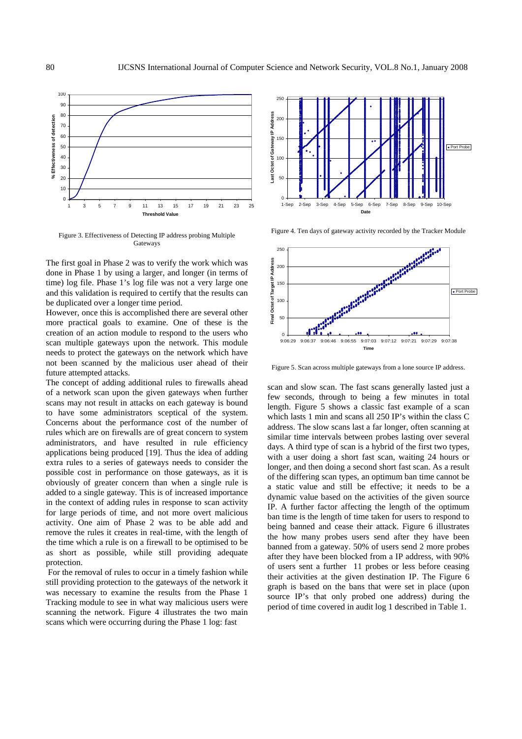Figure 3. Effectiveness of Detecting IP address probing Multiple Gateways

The first goal in Phase 2 was to verify the work which was done in Phase 1 by using a larger, and longer (in terms of time) log file. Phase 1's log file was not a very large one and this validation is required to certify that the results can be duplicated over a longer time period.

However, once this is accomplished there are several other more practical goals to examine. One of these is the creation of an action module to respond to the users who scan multiple gateways upon the network. This module needs to protect the gateways on the network which have not been scanned by the malicious user ahead of their future attempted attacks.

The concept of adding additional rules to firewalls ahead of a network scan upon the given gateways when further scans may not result in attacks on each gateway is bound to have some administrators sceptical of the system. Concerns about the performance cost of the number of rules which are on firewalls are of great concern to system administrators, and have resulted in rule efficiency applications being produced [19]. Thus the idea of adding extra rules to a series of gateways needs to consider the possible cost in performance on those gateways, as it is obviously of greater concern than when a single rule is added to a single gateway. This is of increased importance in the context of adding rules in response to scan activity for large periods of time, and not more overt malicious activity. One aim of Phase 2 was to be able add and remove the rules it creates in real-time, with the length of the time which a rule is on a firewall to be optimised to be as short as possible, while still providing adequate protection.

For the removal of rules to occur in a timely fashion while still providing protection to the gateways of the network it was necessary to examine the results from the Phase 1 Tracking module to see in what way malicious users were scanning the network. Figure 4 illustrates the two main scans which were occurring during the Phase 1 log: fast scan and slow scan. The fast scans generally lasted just a few seconds, through to being a few minutes in total length. Figure 5 shows a classic fast example of a scan which lasts 1 min and scans all 250 IP's within the class C address. The slow scans last a far longer, often scanning at similar time intervals between probes lasting over several days. A third type of scan is a hybrid of the first two types, with a user doing a short fast scan, waiting 24 hours or longer, and then doing a second short fast scan. As a result of the differing scan types, an optimum ban time cannot be a static value and still be effective; it needs to be a dynamic value based on the activities of the given source IP. A further factor affecting the length of the optimum ban time is the length of time taken for users to respond to being banned and cease their attack. Figure 6 illustrates the how many probes users send after they have been banned from a gateway. 50% of users send 2 more probes after they have been blocked from a IP address, with 90% of users sent a further 11 probes or less before ceasing their activities at the given destination IP. The Figure 6 graph is based on the bans that were set in place (upon source IP's that only probed one address) during the period of time covered in audit log 1 described in Table 1.

Figure 4. Ten days of gateway activity recorded by the Tracker Module

Figure 5. Scan across multiple gateways from a lone source IP address.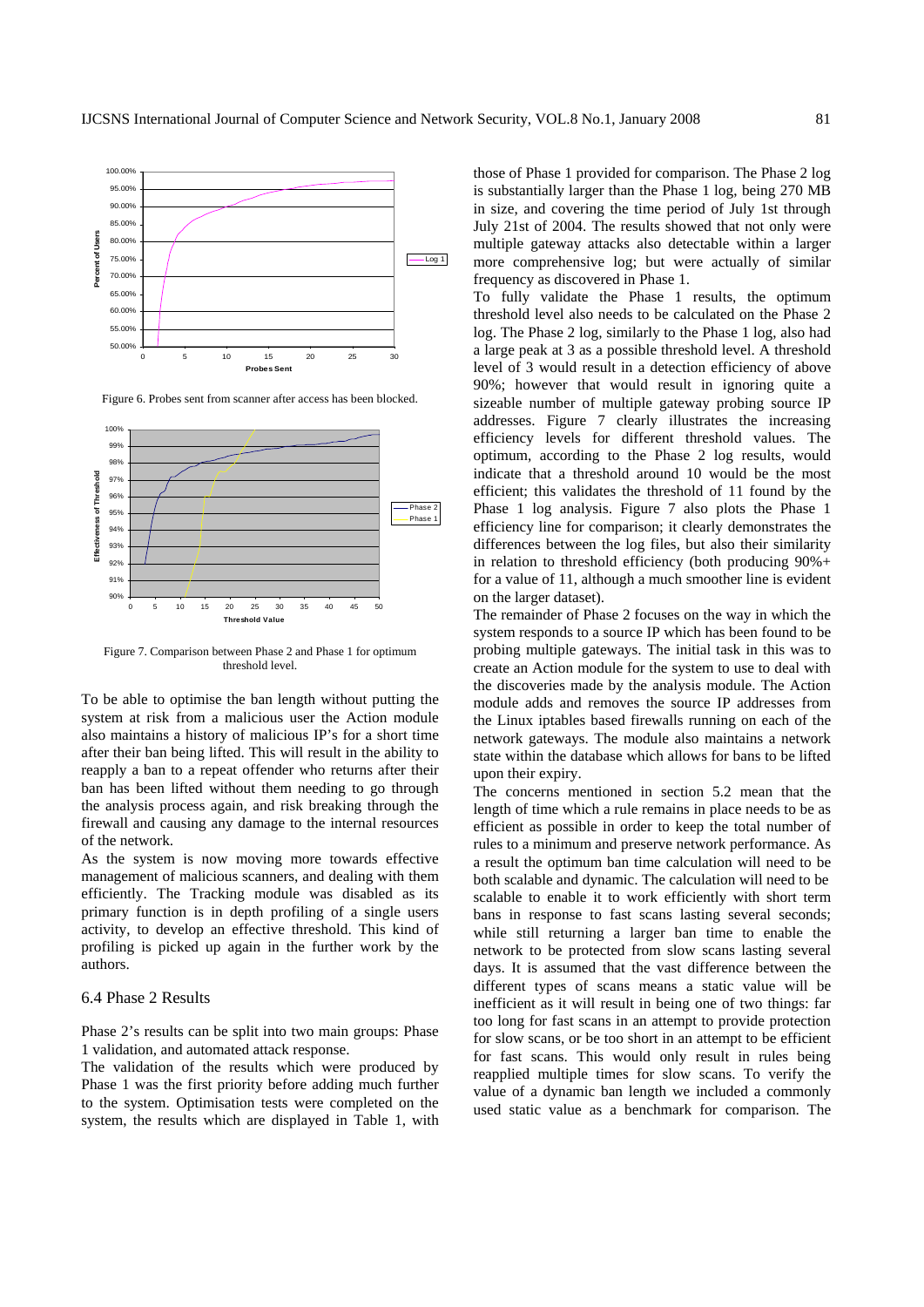Figure 6. Probes sent from scanner after access has been blocked.

Figure 7. Comparison between Phase 2 and Phase 1 for optimum threshold level.

To be able to optimise the ban length without putting the system at risk from a malicious user the Action module also maintains a history of malicious IP's for a short time after their ban being lifted. This will result in the ability to reapply a ban to a repeat offender who returns after their ban has been lifted without them needing to go through the analysis process again, and risk breaking through the firewall and causing any damage to the internal resources of the network.

As the system is now moving more towards effective management of malicious scanners, and dealing with them efficiently. The Tracking module was disabled as its primary function is in depth profiling of a single users activity, to develop an effective threshold. This kind of profiling is picked up again in the further work by the authors.

## 6.4 Phase 2 Results

Phase 2's results can be split into two main groups: Phase 1 validation, and automated attack response.

The validation of the results which were produced by Phase 1 was the first priority before adding much further to the system. Optimisation tests were completed on the system, the results which are displayed in Table 1, with those of Phase 1 provided for comparison. The Phase 2 log is substantially larger than the Phase 1 log, being 270 MB in size, and covering the time period of July 1st through July 21st of 2004. The results showed that not only were multiple gateway attacks also detectable within a larger more comprehensive log; but were actually of similar frequency as discovered in Phase 1.

To fully validate the Phase 1 results, the optimum threshold level also needs to be calculated on the Phase 2 log. The Phase 2 log, similarly to the Phase 1 log, also had a large peak at 3 as a possible threshold level. A threshold level of 3 would result in a detection efficiency of above 90%; however that would result in ignoring quite a sizeable number of multiple gateway probing source IP addresses. Figure 7 clearly illustrates the increasing efficiency levels for different threshold values. The optimum, according to the Phase 2 log results, would indicate that a threshold around 10 would be the most efficient; this validates the threshold of 11 found by the Phase 1 log analysis. Figure 7 also plots the Phase 1 efficiency line for comparison; it clearly demonstrates the differences between the log files, but also their similarity in relation to threshold efficiency (both producing 90%+ for a value of 11, although a much smoother line is evident on the larger dataset).

The remainder of Phase 2 focuses on the way in which the system responds to a source IP which has been found to be probing multiple gateways. The initial task in this was to create an Action module for the system to use to deal with the discoveries made by the analysis module. The Action module adds and removes the source IP addresses from the Linux iptables based firewalls running on each of the network gateways. The module also maintains a network state within the database which allows for bans to be lifted upon their expiry.

The concerns mentioned in section 5.2 mean that the length of time which a rule remains in place needs to be as efficient as possible in order to keep the total number of rules to a minimum and preserve network performance. As a result the optimum ban time calculation will need to be both scalable and dynamic. The calculation will need to be scalable to enable it to work efficiently with short term bans in response to fast scans lasting several seconds; while still returning a larger ban time to enable the network to be protected from slow scans lasting several days. It is assumed that the vast difference between the different types of scans means a static value will be inefficient as it will result in being one of two things: far too long for fast scans in an attempt to provide protection for slow scans, or be too short in an attempt to be efficient for fast scans. This would only result in rules being reapplied multiple times for slow scans. To verify the value of a dynamic ban length we included a commonly used static value as a benchmark for comparison. The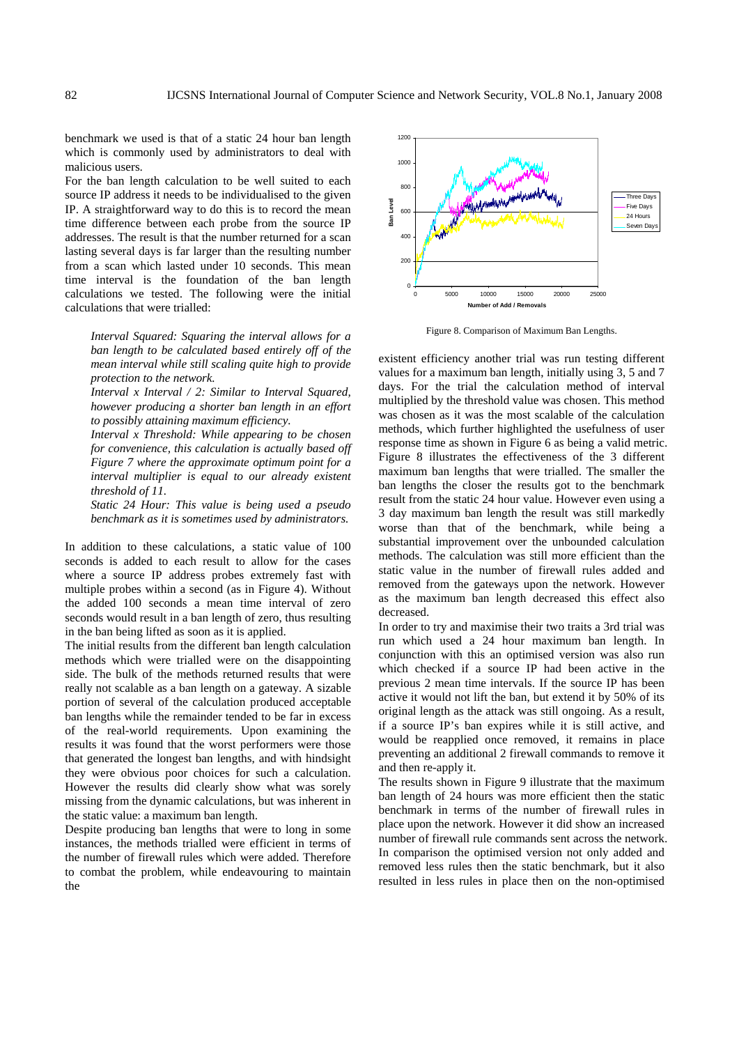benchmark we used is that of a static 24 hour ban length which is commonly used by administrators to deal with malicious users.

For the ban length calculation to be well suited to each source IP address it needs to be individualised to the given IP. A straightforward way to do this is to record the mean time difference between each probe from the source IP addresses. The result is that the number returned for a scan lasting several days is far larger than the resulting number from a scan which lasted under 10 seconds. This mean time interval is the foundation of the ban length calculations we tested. The following were the initial calculations that were trialled:

> *Interval Squared: Squaring the interval allows for a ban length to be calculated based entirely off of the mean interval while still scaling quite high to provide protection to the network.*
>
> *Interval x Interval / 2: Similar to Interval Squared, however producing a shorter ban length in an effort to possibly attaining maximum efficiency.*
>
> *Interval x Threshold: While appearing to be chosen for convenience, this calculation is actually based off Figure 7 where the approximate optimum point for a interval multiplier is equal to our already existent threshold of 11.*
>
> *Static 24 Hour: This value is being used a pseudo benchmark as it is sometimes used by administrators.*

In addition to these calculations, a static value of 100 seconds is added to each result to allow for the cases where a source IP address probes extremely fast with multiple probes within a second (as in Figure 4). Without the added 100 seconds a mean time interval of zero seconds would result in a ban length of zero, thus resulting in the ban being lifted as soon as it is applied.

The initial results from the different ban length calculation methods which were trialled were on the disappointing side. The bulk of the methods returned results that were really not scalable as a ban length on a gateway. A sizable portion of several of the calculation produced acceptable ban lengths while the remainder tended to be far in excess of the real-world requirements. Upon examining the results it was found that the worst performers were those that generated the longest ban lengths, and with hindsight they were obvious poor choices for such a calculation. However the results did clearly show what was sorely missing from the dynamic calculations, but was inherent in the static value: a maximum ban length.

Despite producing ban lengths that were to long in some instances, the methods trialled were efficient in terms of the number of firewall rules which were added. Therefore to combat the problem, while endeavouring to maintain the existent efficiency another trial was run testing different values for a maximum ban length, initially using 3, 5 and 7 days. For the trial the calculation method of interval multiplied by the threshold value was chosen. This method was chosen as it was the most scalable of the calculation methods, which further highlighted the usefulness of user response time as shown in Figure 6 as being a valid metric. Figure 8 illustrates the effectiveness of the 3 different maximum ban lengths that were trialled. The smaller the ban lengths the closer the results got to the benchmark result from the static 24 hour value. However even using a 3 day maximum ban length the result was still markedly worse than that of the benchmark, while being a substantial improvement over the unbounded calculation methods. The calculation was still more efficient than the static value in the number of firewall rules added and removed from the gateways upon the network. However as the maximum ban length decreased this effect also decreased.

Figure 8. Comparison of Maximum Ban Lengths.

In order to try and maximise their two traits a 3rd trial was run which used a 24 hour maximum ban length. In conjunction with this an optimised version was also run which checked if a source IP had been active in the previous 2 mean time intervals. If the source IP has been active it would not lift the ban, but extend it by 50% of its original length as the attack was still ongoing. As a result, if a source IP's ban expires while it is still active, and would be reapplied once removed, it remains in place preventing an additional 2 firewall commands to remove it and then re-apply it.

The results shown in Figure 9 illustrate that the maximum ban length of 24 hours was more efficient then the static benchmark in terms of the number of firewall rules in place upon the network. However it did show an increased number of firewall rule commands sent across the network. In comparison the optimised version not only added and removed less rules then the static benchmark, but it also resulted in less rules in place then on the non-optimised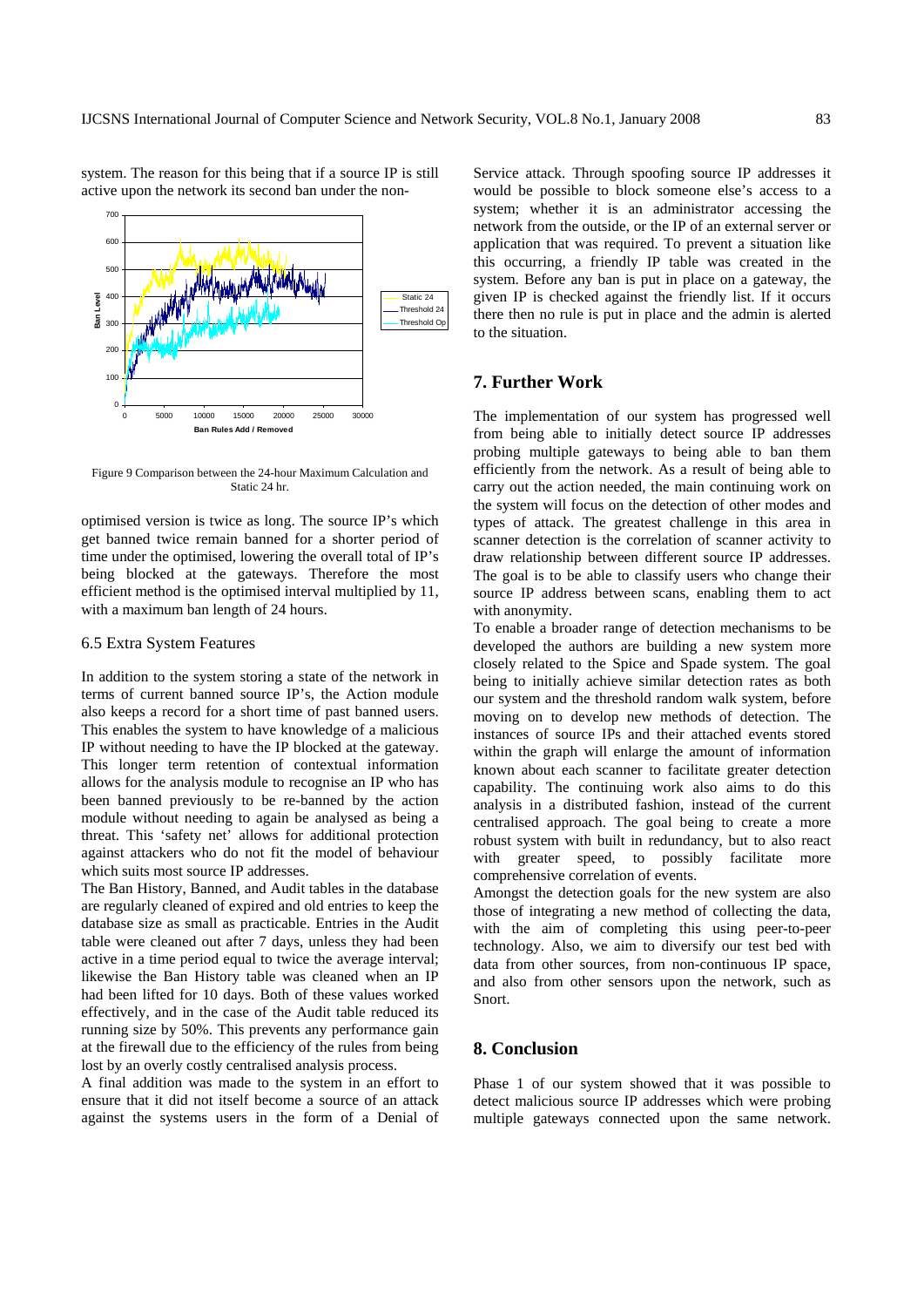system. The reason for this being that if a source IP is still active upon the network its second ban under the non-

Figure 9 Comparison between the 24-hour Maximum Calculation and Static 24 hr.

optimised version is twice as long. The source IP's which get banned twice remain banned for a shorter period of time under the optimised, lowering the overall total of IP's being blocked at the gateways. Therefore the most efficient method is the optimised interval multiplied by 11, with a maximum ban length of 24 hours.

### 6.5 Extra System Features

In addition to the system storing a state of the network in terms of current banned source IP's, the Action module also keeps a record for a short time of past banned users. This enables the system to have knowledge of a malicious IP without needing to have the IP blocked at the gateway. This longer term retention of contextual information allows for the analysis module to recognise an IP who has been banned previously to be re-banned by the action module without needing to again be analysed as being a threat. This 'safety net' allows for additional protection against attackers who do not fit the model of behaviour which suits most source IP addresses.

The Ban History, Banned, and Audit tables in the database are regularly cleaned of expired and old entries to keep the database size as small as practicable. Entries in the Audit table were cleaned out after 7 days, unless they had been active in a time period equal to twice the average interval; likewise the Ban History table was cleaned when an IP had been lifted for 10 days. Both of these values worked effectively, and in the case of the Audit table reduced its running size by 50%. This prevents any performance gain at the firewall due to the efficiency of the rules from being lost by an overly costly centralised analysis process.

A final addition was made to the system in an effort to ensure that it did not itself become a source of an attack against the systems users in the form of a Denial of Service attack. Through spoofing source IP addresses it would be possible to block someone else's access to a system; whether it is an administrator accessing the network from the outside, or the IP of an external server or application that was required. To prevent a situation like this occurring, a friendly IP table was created in the system. Before any ban is put in place on a gateway, the given IP is checked against the friendly list. If it occurs there then no rule is put in place and the admin is alerted to the situation.

## 7. Further Work

The implementation of our system has progressed well from being able to initially detect source IP addresses probing multiple gateways to being able to ban them efficiently from the network. As a result of being able to carry out the action needed, the main continuing work on the system will focus on the detection of other modes and types of attack. The greatest challenge in this area in scanner detection is the correlation of scanner activity to draw relationship between different source IP addresses. The goal is to be able to classify users who change their source IP address between scans, enabling them to act with anonymity.

To enable a broader range of detection mechanisms to be developed the authors are building a new system more closely related to the Spice and Spade system. The goal being to initially achieve similar detection rates as both our system and the threshold random walk system, before moving on to develop new methods of detection. The instances of source IPs and their attached events stored within the graph will enlarge the amount of information known about each scanner to facilitate greater detection capability. The continuing work also aims to do this analysis in a distributed fashion, instead of the current centralised approach. The goal being to create a more robust system with built in redundancy, but to also react with greater speed, to possibly facilitate more comprehensive correlation of events.

Amongst the detection goals for the new system are also those of integrating a new method of collecting the data, with the aim of completing this using peer-to-peer technology. Also, we aim to diversify our test bed with data from other sources, from non-continuous IP space, and also from other sensors upon the network, such as Snort.

## 8. Conclusion

Phase 1 of our system showed that it was possible to detect malicious source IP addresses which were probing multiple gateways connected upon the same network.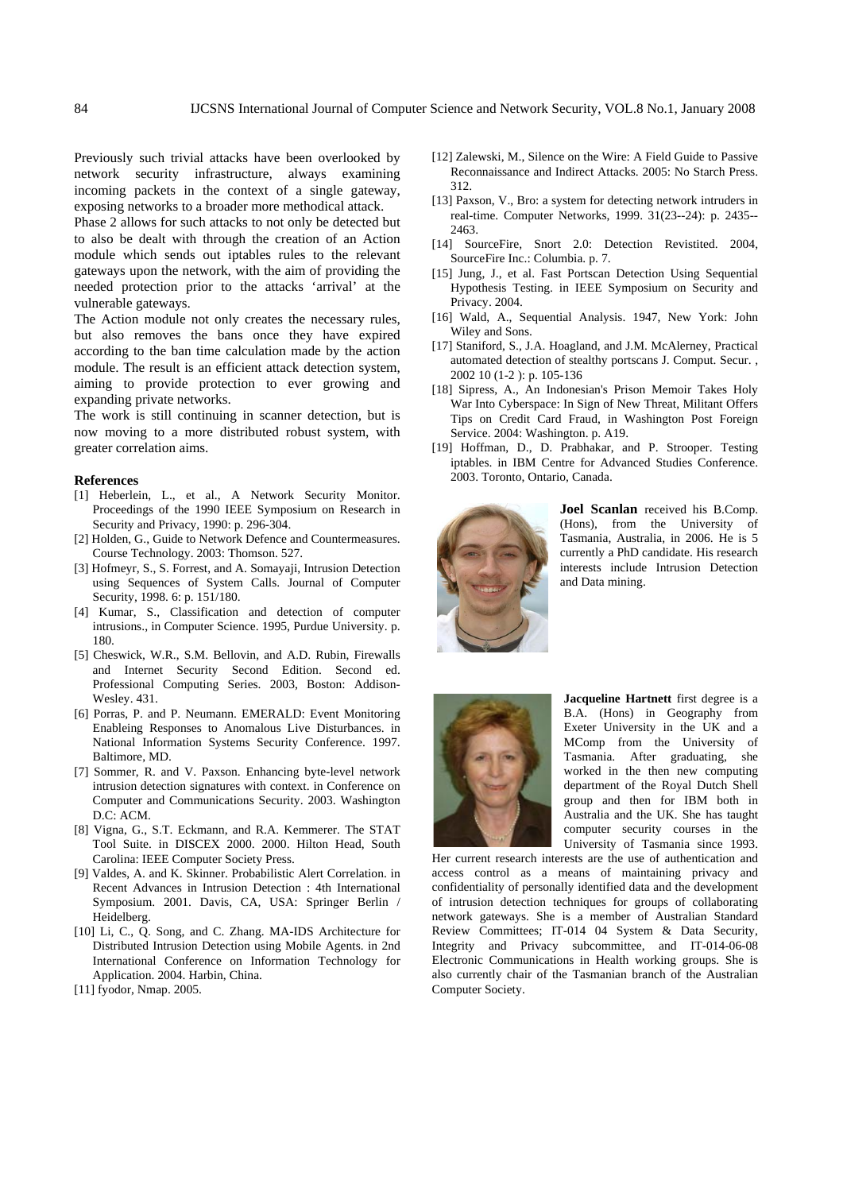Previously such trivial attacks have been overlooked by network security infrastructure, always examining incoming packets in the context of a single gateway, exposing networks to a broader more methodical attack.

Phase 2 allows for such attacks to not only be detected but to also be dealt with through the creation of an Action module which sends out iptables rules to the relevant gateways upon the network, with the aim of providing the needed protection prior to the attacks 'arrival' at the vulnerable gateways.

The Action module not only creates the necessary rules, but also removes the bans once they have expired according to the ban time calculation made by the action module. The result is an efficient attack detection system, aiming to provide protection to ever growing and expanding private networks.

The work is still continuing in scanner detection, but is now moving to a more distributed robust system, with greater correlation aims.

## References

[1] Heberlein, L., et al., A Network Security Monitor. Proceedings of the 1990 IEEE Symposium on Research in Security and Privacy, 1990: p. 296-304.

[2] Holden, G., Guide to Network Defence and Countermeasures. Course Technology. 2003: Thomson. 527.

[3] Hofmeyr, S., S. Forrest, and A. Somayaji, Intrusion Detection using Sequences of System Calls. Journal of Computer Security, 1998. 6: p. 151/180.

[4] Kumar, S., Classification and detection of computer intrusions., in Computer Science. 1995, Purdue University. p. 180.

[5] Cheswick, W.R., S.M. Bellovin, and A.D. Rubin, Firewalls and Internet Security Second Edition. Second ed. Professional Computing Series. 2003, Boston: Addison-Wesley. 431.

[6] Porras, P. and P. Neumann. EMERALD: Event Monitoring Enableing Responses to Anomalous Live Disturbances. in National Information Systems Security Conference. 1997. Baltimore, MD.

[7] Sommer, R. and V. Paxson. Enhancing byte-level network intrusion detection signatures with context. in Conference on Computer and Communications Security. 2003. Washington D.C: ACM.

[8] Vigna, G., S.T. Eckmann, and R.A. Kemmerer. The STAT Tool Suite. in DISCEX 2000. 2000. Hilton Head, South Carolina: IEEE Computer Society Press.

[9] Valdes, A. and K. Skinner. Probabilistic Alert Correlation. in Recent Advances in Intrusion Detection : 4th International Symposium. 2001. Davis, CA, USA: Springer Berlin / Heidelberg.

[10] Li, C., Q. Song, and C. Zhang. MA-IDS Architecture for Distributed Intrusion Detection using Mobile Agents. in 2nd International Conference on Information Technology for Application. 2004. Harbin, China.

[11] fyodor, Nmap. 2005.

[12] Zalewski, M., Silence on the Wire: A Field Guide to Passive Reconnaissance and Indirect Attacks. 2005: No Starch Press. 312.

[13] Paxson, V., Bro: a system for detecting network intruders in real-time. Computer Networks, 1999. 31(23--24): p. 2435--2463.

[14] SourceFire, Snort 2.0: Detection Revistited. 2004, SourceFire Inc.: Columbia. p. 7.

[15] Jung, J., et al. Fast Portscan Detection Using Sequential Hypothesis Testing. in IEEE Symposium on Security and Privacy. 2004.

[16] Wald, A., Sequential Analysis. 1947, New York: John Wiley and Sons.

[17] Staniford, S., J.A. Hoagland, and J.M. McAlerney, Practical automated detection of stealthy portscans J. Comput. Secur. , 2002 10 (1-2 ): p. 105-136

[18] Sipress, A., An Indonesian's Prison Memoir Takes Holy War Into Cyberspace: In Sign of New Threat, Militant Offers Tips on Credit Card Fraud, in Washington Post Foreign Service. 2004: Washington. p. A19.

[19] Hoffman, D., D. Prabhakar, and P. Strooper. Testing iptables. in IBM Centre for Advanced Studies Conference. 2003. Toronto, Ontario, Canada.

**Joel Scanlan** received his B.Comp. (Hons), from the University of Tasmania, Australia, in 2006. He is 5 currently a PhD candidate. His research interests include Intrusion Detection and Data mining.

**Jacqueline Hartnett** first degree is a B.A. (Hons) in Geography from Exeter University in the UK and a MComp from the University of Tasmania. After graduating, she worked in the then new computing department of the Royal Dutch Shell group and then for IBM both in Australia and the UK. She has taught computer security courses in the University of Tasmania since 1993. Her current research interests are the use of authentication and access control as a means of maintaining privacy and confidentiality of personally identified data and the development of intrusion detection techniques for groups of collaborating network gateways. She is a member of Australian Standard Review Committees; IT-014 04 System & Data Security, Integrity and Privacy subcommittee, and IT-014-06-08 Electronic Communications in Health working groups. She is also currently chair of the Tasmanian branch of the Australian Computer Society.